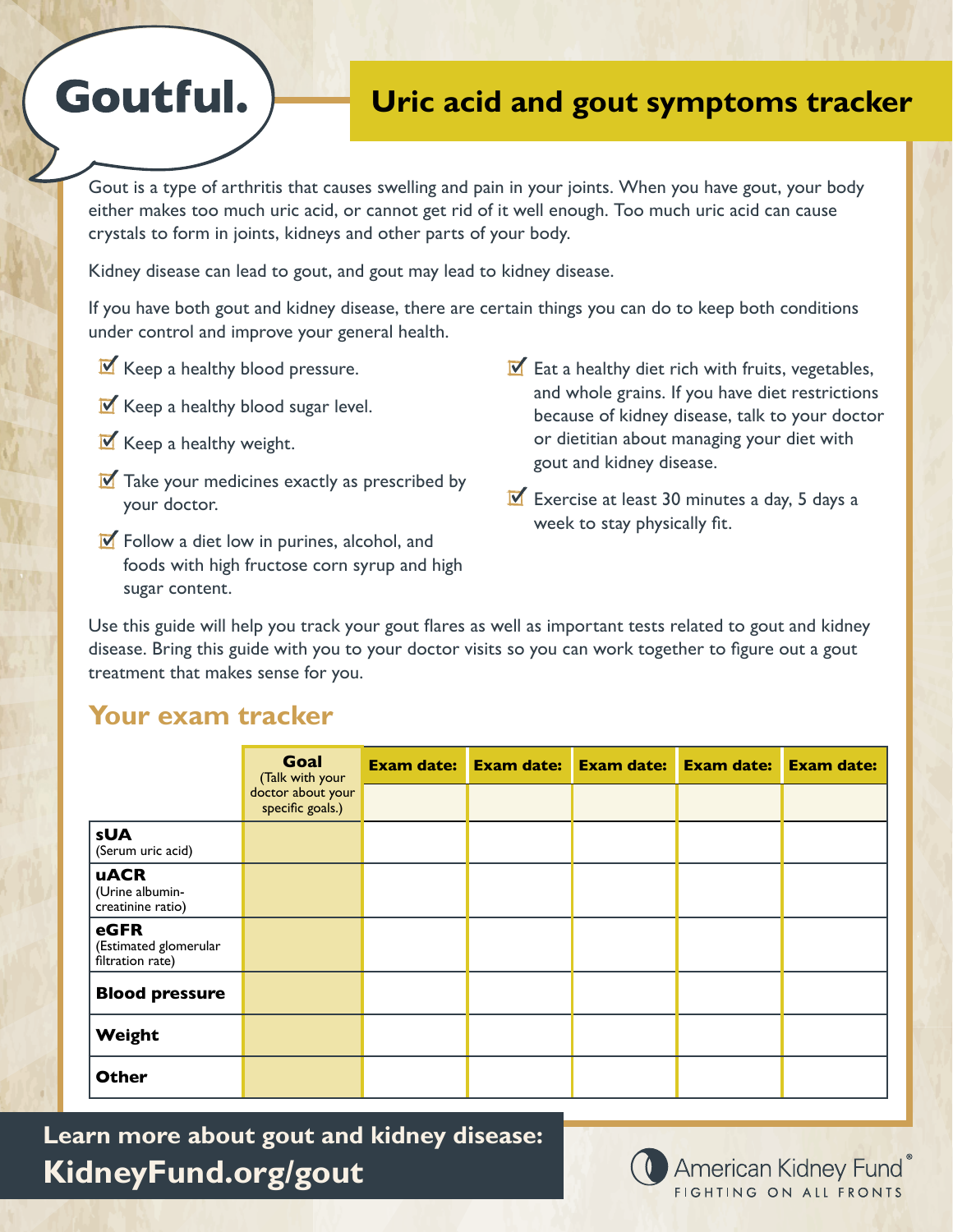# Goutful.

## Uric acid and gout symptoms tracker

Gout is a type of arthritis that causes swelling and pain in your joints. When you have gout, your body either makes too much uric acid, or cannot get rid of it well enough. Too much uric acid can cause crystals to form in joints, kidneys and other parts of your body.

Kidney disease can lead to gout, and gout may lead to kidney disease.

If you have both gout and kidney disease, there are certain things you can do to keep both conditions under control and improve your general health.

- ☑ Keep a healthy blood pressure.
- ☑ Keep a healthy blood sugar level.
- ☑ Keep a healthy weight.
- ☑ Take your medicines exactly as prescribed by your doctor.
- ☑ Follow a diet low in purines, alcohol, and foods with high fructose corn syrup and high sugar content.
- ☑ Eat a healthy diet rich with fruits, vegetables, and whole grains. If you have diet restrictions because of kidney disease, talk to your doctor or dietitian about managing your diet with gout and kidney disease.
- ☑ Exercise at least 30 minutes a day, 5 days a week to stay physically fit.

Use this guide will help you track your gout flares as well as important tests related to gout and kidney disease. Bring this guide with you to your doctor visits so you can work together to figure out a gout treatment that makes sense for you.

## Your exam tracker

| | **Goal** (Talk with your doctor about your specific goals.) | **Exam date:** | **Exam date:** | **Exam date:** | **Exam date:** | **Exam date:** |
|---|---|---|---|---|---|---|
| **sUA** (Serum uric acid) | | | | | | |
| **uACR** (Urine albumin-creatinine ratio) | | | | | | |
| **eGFR** (Estimated glomerular filtration rate) | | | | | | |
| **Blood pressure** | | | | | | |
| **Weight** | | | | | | |
| **Other** | | | | | | |

**Learn more about gout and kidney disease:**
**KidneyFund.org/gout**

American Kidney Fund®
FIGHTING ON ALL FRONTS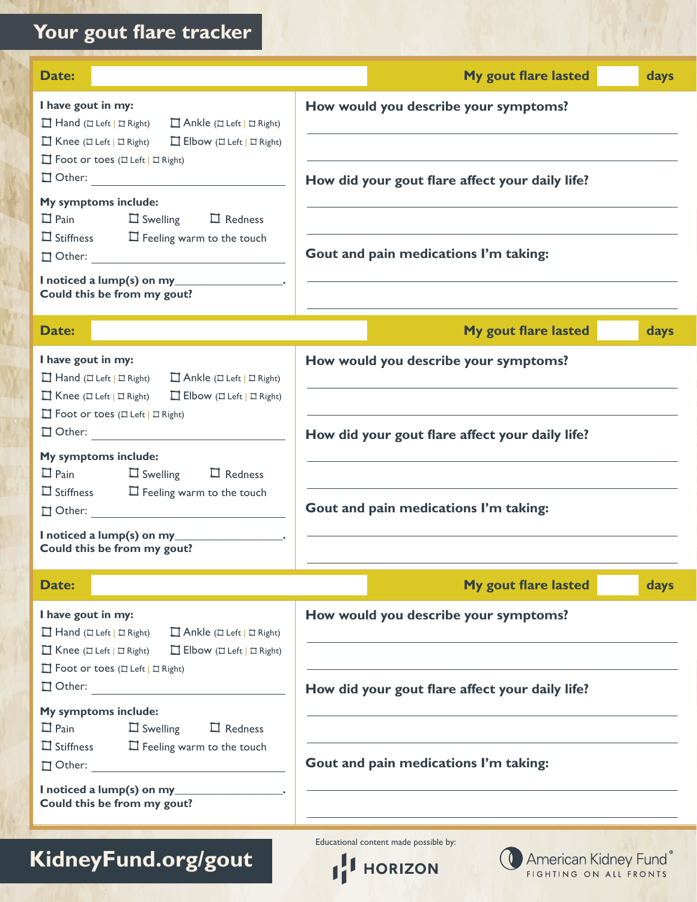# Your gout flare tracker

**Date:** ______________________ **My gout flare lasted** ______ **days**

**I have gout in my:**

- ☐ Hand (☐ Left | ☐ Right) ☐ Ankle (☐ Left | ☐ Right)
- ☐ Knee (☐ Left | ☐ Right) ☐ Elbow (☐ Left | ☐ Right)
- ☐ Foot or toes (☐ Left | ☐ Right)
- ☐ Other: ______________________

**My symptoms include:**

- ☐ Pain ☐ Swelling ☐ Redness
- ☐ Stiffness ☐ Feeling warm to the touch
- ☐ Other: ______________________

**I noticed a lump(s) on my__________________.**
**Could this be from my gout?**

**How would you describe your symptoms?**

______________________

______________________

**How did your gout flare affect your daily life?**

______________________

______________________

**Gout and pain medications I'm taking:**

______________________

______________________

---

**Date:** ______________________ **My gout flare lasted** ______ **days**

**I have gout in my:**

- ☐ Hand (☐ Left | ☐ Right) ☐ Ankle (☐ Left | ☐ Right)
- ☐ Knee (☐ Left | ☐ Right) ☐ Elbow (☐ Left | ☐ Right)
- ☐ Foot or toes (☐ Left | ☐ Right)
- ☐ Other: ______________________

**My symptoms include:**

- ☐ Pain ☐ Swelling ☐ Redness
- ☐ Stiffness ☐ Feeling warm to the touch
- ☐ Other: ______________________

**I noticed a lump(s) on my__________________.**
**Could this be from my gout?**

**How would you describe your symptoms?**

______________________

______________________

**How did your gout flare affect your daily life?**

______________________

______________________

**Gout and pain medications I'm taking:**

______________________

______________________

---

**Date:** ______________________ **My gout flare lasted** ______ **days**

**I have gout in my:**

- ☐ Hand (☐ Left | ☐ Right) ☐ Ankle (☐ Left | ☐ Right)
- ☐ Knee (☐ Left | ☐ Right) ☐ Elbow (☐ Left | ☐ Right)
- ☐ Foot or toes (☐ Left | ☐ Right)
- ☐ Other: ______________________

**My symptoms include:**

- ☐ Pain ☐ Swelling ☐ Redness
- ☐ Stiffness ☐ Feeling warm to the touch
- ☐ Other: ______________________

**I noticed a lump(s) on my__________________.**
**Could this be from my gout?**

**How would you describe your symptoms?**

______________________

______________________

**How did your gout flare affect your daily life?**

______________________

______________________

**Gout and pain medications I'm taking:**

______________________

______________________

---

**KidneyFund.org/gout**

Educational content made possible by: HORIZON

American Kidney Fund® FIGHTING ON ALL FRONTS